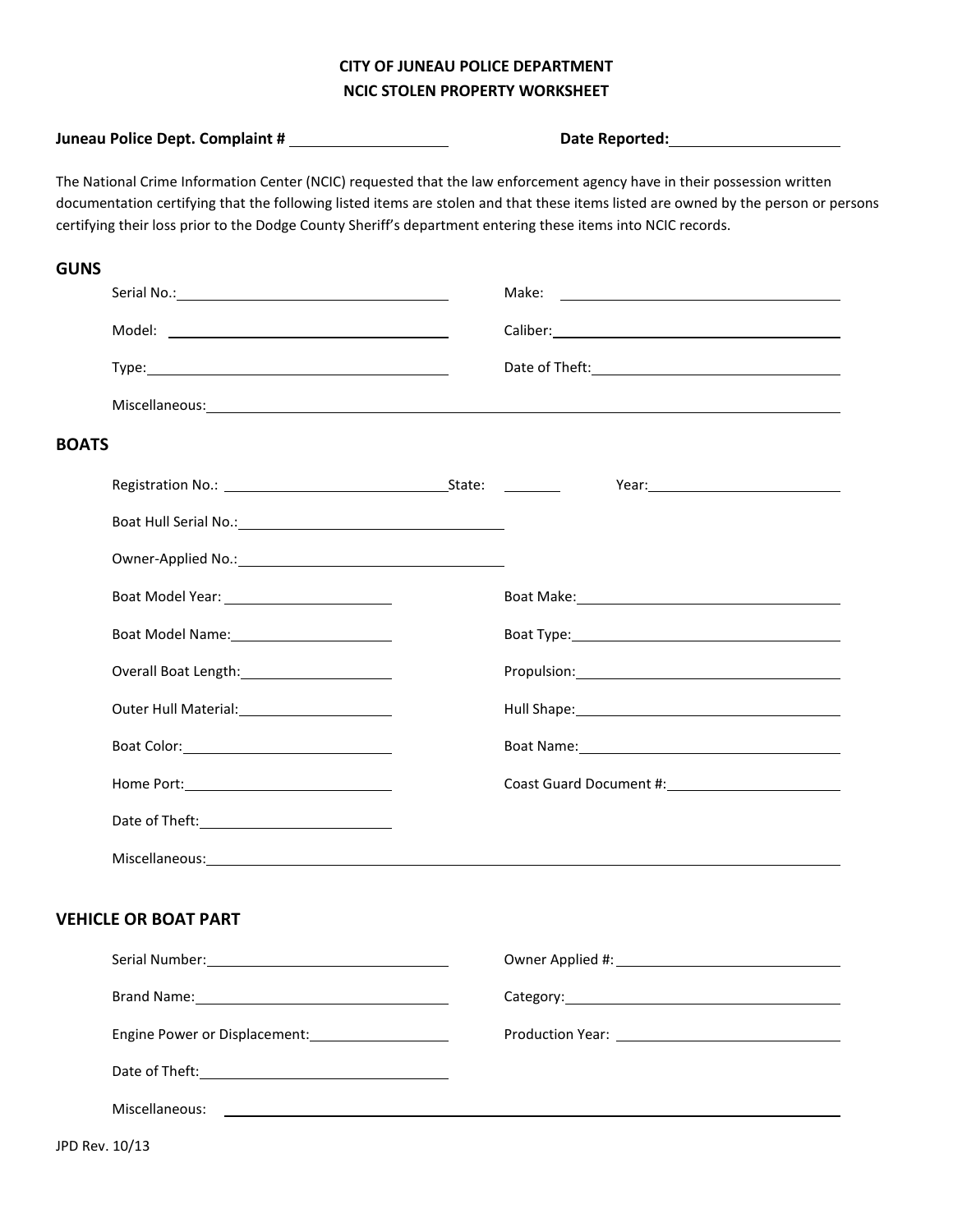# CITY OF JUNEAU POLICE DEPARTMENT
## NCIC STOLEN PROPERTY WORKSHEET

**Juneau Police Dept. Complaint #** ____________________ **Date Reported:** ____________________

The National Crime Information Center (NCIC) requested that the law enforcement agency have in their possession written documentation certifying that the following listed items are stolen and that these items listed are owned by the person or persons certifying their loss prior to the Dodge County Sheriff's department entering these items into NCIC records.

## GUNS

Serial No.: ____________________ Make: ____________________

Model: ____________________ Caliber: ____________________

Type: ____________________ Date of Theft: ____________________

Miscellaneous: ________________________________________

## BOATS

Registration No.: ____________________ State: ________ Year: ____________________

Boat Hull Serial No.: ____________________

Owner-Applied No.: ____________________

Boat Model Year: ____________________ Boat Make: ____________________

Boat Model Name: ____________________ Boat Type: ____________________

Overall Boat Length: ____________________ Propulsion: ____________________

Outer Hull Material: ____________________ Hull Shape: ____________________

Boat Color: ____________________ Boat Name: ____________________

Home Port: ____________________ Coast Guard Document #: ____________________

Date of Theft: ____________________

Miscellaneous: ________________________________________

## VEHICLE OR BOAT PART

Serial Number: ____________________ Owner Applied #: ____________________

Brand Name: ____________________ Category: ____________________

Engine Power or Displacement: ____________________ Production Year: ____________________

Date of Theft: ____________________

Miscellaneous: ________________________________________

JPD Rev. 10/13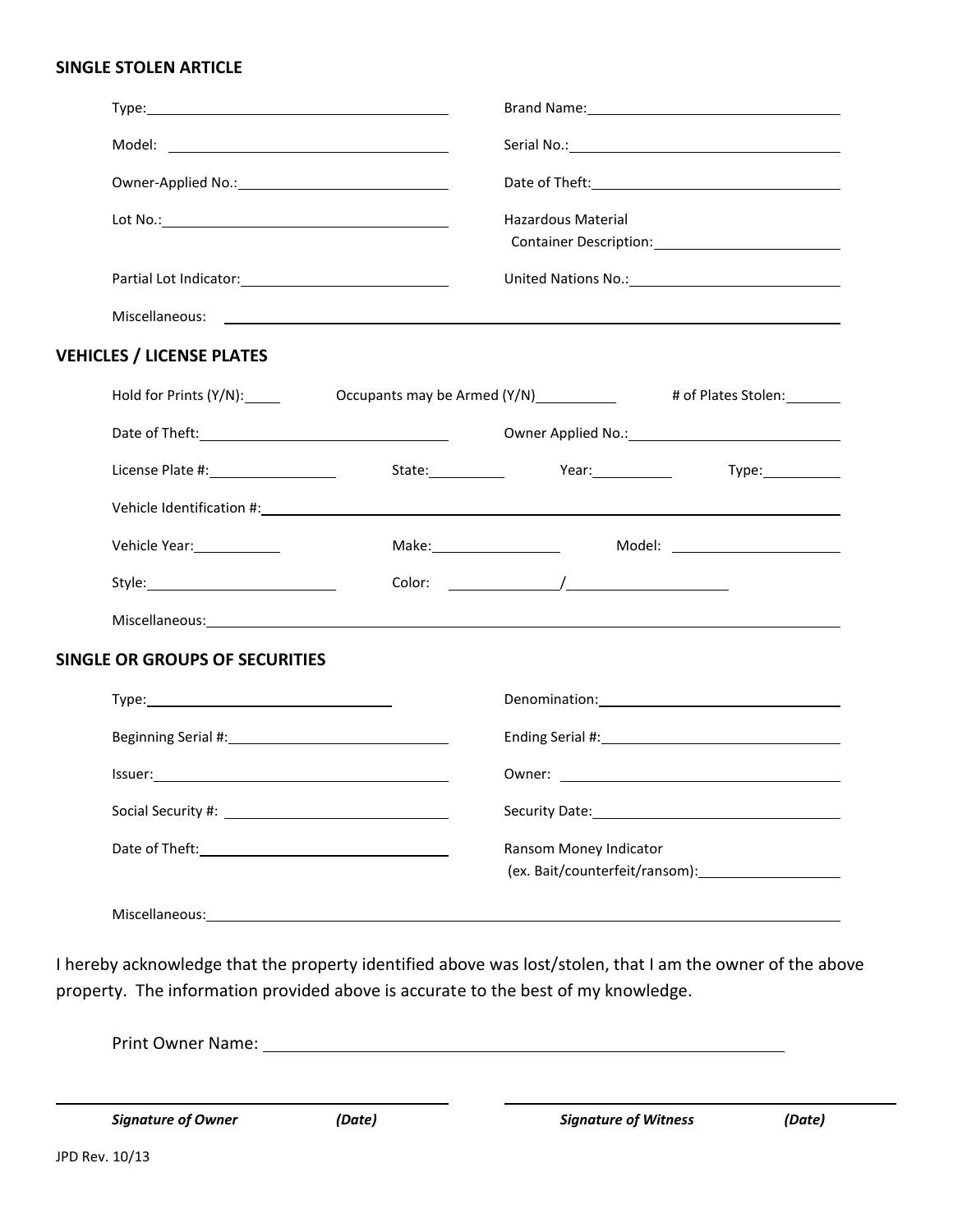**SINGLE STOLEN ARTICLE**

Type: ____________________ Brand Name: ____________________

Model: ____________________ Serial No.: ____________________

Owner-Applied No.: ____________________ Date of Theft: ____________________

Lot No.: ____________________ Hazardous Material Container Description: ____________________

Partial Lot Indicator: ____________________ United Nations No.: ____________________

Miscellaneous: ________________________________________

**VEHICLES / LICENSE PLATES**

Hold for Prints (Y/N): _____ Occupants may be Armed (Y/N) _____ # of Plates Stolen: _____

Date of Theft: ____________________ Owner Applied No.: ____________________

License Plate #: __________ State: __________ Year: __________ Type: __________

Vehicle Identification #: ________________________________________

Vehicle Year: __________ Make: __________ Model: __________

Style: __________ Color: __________/__________

Miscellaneous: ________________________________________

**SINGLE OR GROUPS OF SECURITIES**

Type: ____________________ Denomination: ____________________

Beginning Serial #: ____________________ Ending Serial #: ____________________

Issuer: ____________________ Owner: ____________________

Social Security #: ____________________ Security Date: ____________________

Date of Theft: ____________________ Ransom Money Indicator (ex. Bait/counterfeit/ransom): ____________________

Miscellaneous: ________________________________________

I hereby acknowledge that the property identified above was lost/stolen, that I am the owner of the above property. The information provided above is accurate to the best of my knowledge.

Print Owner Name: ________________________________________

____________________ ____________________

***Signature of Owner*** ***(Date)*** ***Signature of Witness*** ***(Date)***

JPD Rev. 10/13